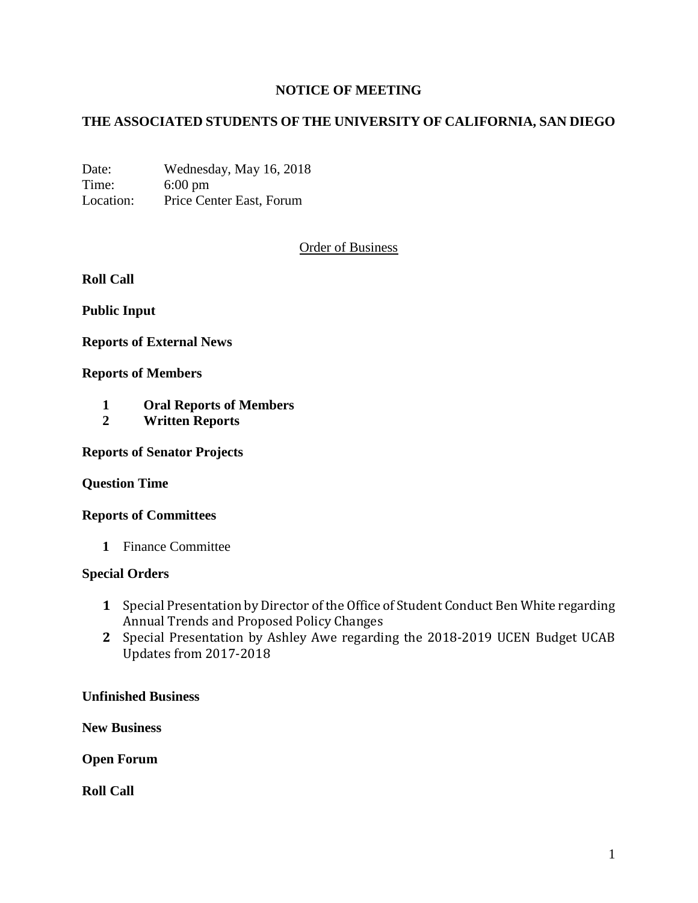# NOTICE OF MEETING

## THE ASSOCIATED STUDENTS OF THE UNIVERSITY OF CALIFORNIA, SAN DIEGO

Date: Wednesday, May 16, 2018
Time: 6:00 pm
Location: Price Center East, Forum

Order of Business

**Roll Call**

**Public Input**

**Reports of External News**

**Reports of Members**

1. **Oral Reports of Members**
2. **Written Reports**

**Reports of Senator Projects**

**Question Time**

**Reports of Committees**

1. Finance Committee

**Special Orders**

1. Special Presentation by Director of the Office of Student Conduct Ben White regarding Annual Trends and Proposed Policy Changes
2. Special Presentation by Ashley Awe regarding the 2018-2019 UCEN Budget UCAB Updates from 2017-2018

**Unfinished Business**

**New Business**

**Open Forum**

**Roll Call**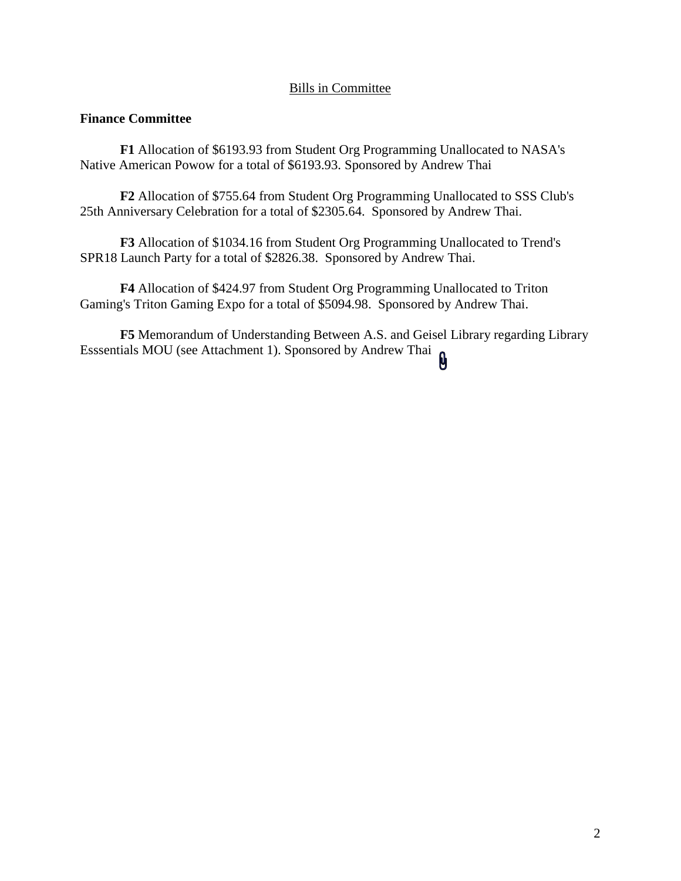## Bills in Committee

**Finance Committee**

**F1** Allocation of $6193.93 from Student Org Programming Unallocated to NASA's Native American Powow for a total of $6193.93. Sponsored by Andrew Thai

**F2** Allocation of $755.64 from Student Org Programming Unallocated to SSS Club's 25th Anniversary Celebration for a total of $2305.64. Sponsored by Andrew Thai.

**F3** Allocation of $1034.16 from Student Org Programming Unallocated to Trend's SPR18 Launch Party for a total of $2826.38. Sponsored by Andrew Thai.

**F4** Allocation of $424.97 from Student Org Programming Unallocated to Triton Gaming's Triton Gaming Expo for a total of $5094.98. Sponsored by Andrew Thai.

**F5** Memorandum of Understanding Between A.S. and Geisel Library regarding Library Esssentials MOU (see Attachment 1). Sponsored by Andrew Thai